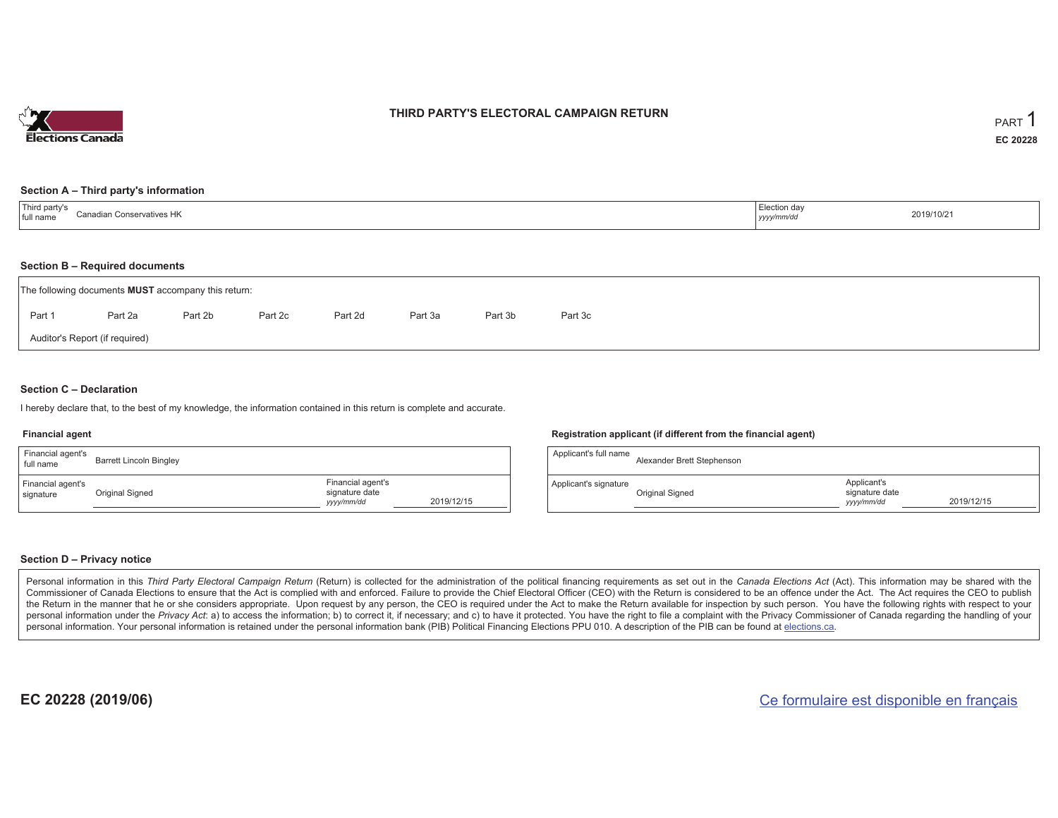# THIRD PARTY'S ELECTORAL CAMPAIGN RETURN

PART 1

EC 20228

## Section A – Third party's information

| Third party's full name | Canadian Conservatives HK | Election day *yyyy/mm/dd* | 2019/10/21 |
|---|---|---|---|

## Section B – Required documents

The following documents **MUST** accompany this return:

Part 1 Part 2a Part 2b Part 2c Part 2d Part 3a Part 3b Part 3c

Auditor's Report (if required)

## Section C – Declaration

I hereby declare that, to the best of my knowledge, the information contained in this return is complete and accurate.

### Financial agent

| Financial agent's full name | Barrett Lincoln Bingley | | |
|---|---|---|---|
| Financial agent's signature | Original Signed | Financial agent's signature date *yyyy/mm/dd* | 2019/12/15 |

### Registration applicant (if different from the financial agent)

| Applicant's full name | Alexander Brett Stephenson | | |
|---|---|---|---|
| Applicant's signature | Original Signed | Applicant's signature date *yyyy/mm/dd* | 2019/12/15 |

## Section D – Privacy notice

Personal information in this *Third Party Electoral Campaign Return* (Return) is collected for the administration of the political financing requirements as set out in the *Canada Elections Act* (Act). This information may be shared with the Commissioner of Canada Elections to ensure that the Act is complied with and enforced. Failure to provide the Chief Electoral Officer (CEO) with the Return is considered to be an offence under the Act. The Act requires the CEO to publish the Return in the manner that he or she considers appropriate. Upon request by any person, the CEO is required under the Act to make the Return available for inspection by such person. You have the following rights with respect to your personal information under the *Privacy Act*: a) to access the information; b) to correct it, if necessary; and c) to have it protected. You have the right to file a complaint with the Privacy Commissioner of Canada regarding the handling of your personal information. Your personal information is retained under the personal information bank (PIB) Political Financing Elections PPU 010. A description of the PIB can be found at elections.ca.

EC 20228 (2019/06)

Ce formulaire est disponible en français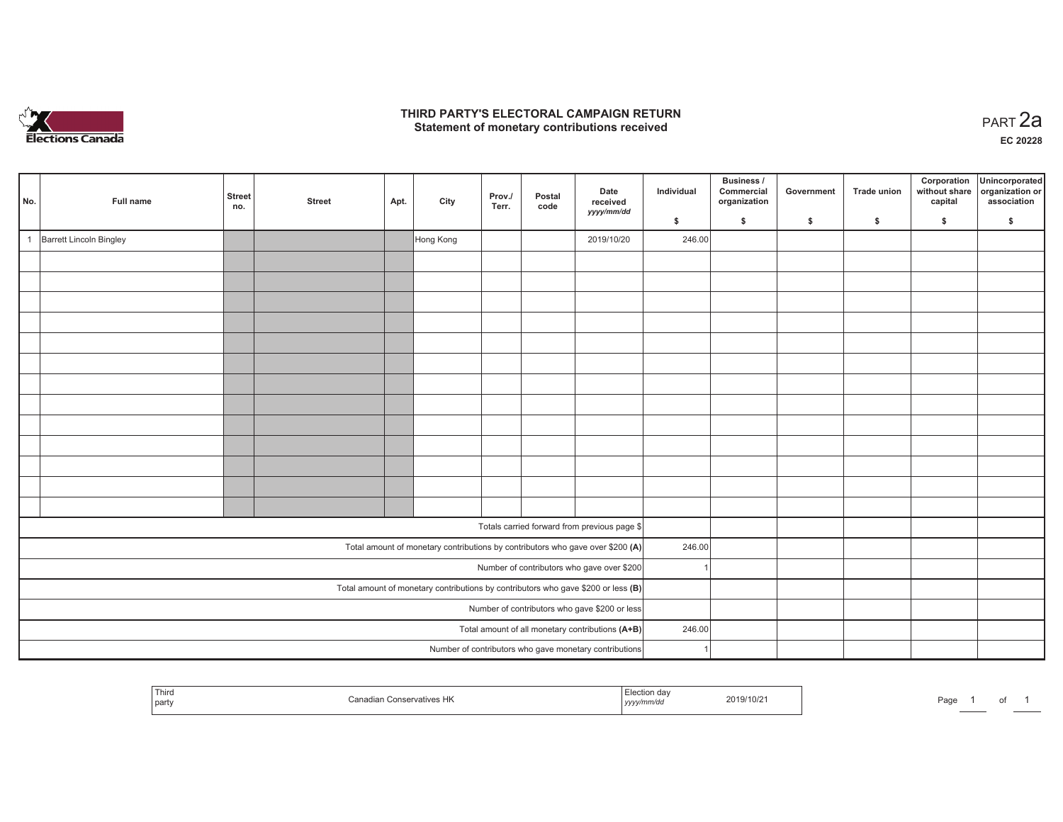# THIRD PARTY'S ELECTORAL CAMPAIGN RETURN
## Statement of monetary contributions received

PART 2a

**EC 20228**

| No. | Full name | Street no. | Street | Apt. | City | Prov./ Terr. | Postal code | Date received yyyy/mm/dd | Individual $ | Business / Commercial organization $ | Government $ | Trade union $ | Corporation without share capital $ | Unincorporated organization or association $ |
|---|---|---|---|---|---|---|---|---|---|---|---|---|---|---|
| 1 | Barrett Lincoln Bingley | | | | Hong Kong | | | 2019/10/20 | 246.00 | | | | | |
| | | | | | | | | | | | | | | |
| | | | | | | | | | | | | | | |
| | | | | | | | | | | | | | | |
| | | | | | | | | | | | | | | |
| | | | | | | | | | | | | | | |
| | | | | | | | | | | | | | | |
| | | | | | | | | | | | | | | |
| | | | | | | | | | | | | | | |
| | | | | | | | | | | | | | | |
| | | | | | | | | | | | | | | |
| | | | | | | | | | | | | | | |
| | | | | | | | | | | | | | | |
| | | | | | | | | | | | | | | |
| Totals carried forward from previous page $ | | | | | | | | | | | | | | |
| Total amount of monetary contributions by contributors who gave over $200 **(A)** | | | | | | | | | 246.00 | | | | | |
| Number of contributors who gave over $200 | | | | | | | | | 1 | | | | | |
| Total amount of monetary contributions by contributors who gave $200 or less **(B)** | | | | | | | | | | | | | | |
| Number of contributors who gave $200 or less | | | | | | | | | | | | | | |
| Total amount of all monetary contributions **(A+B)** | | | | | | | | | 246.00 | | | | | |
| Number of contributors who gave monetary contributions | | | | | | | | | 1 | | | | | |

| Third party | Canadian Conservatives HK | Election day yyyy/mm/dd | 2019/10/21 |
|---|---|---|---|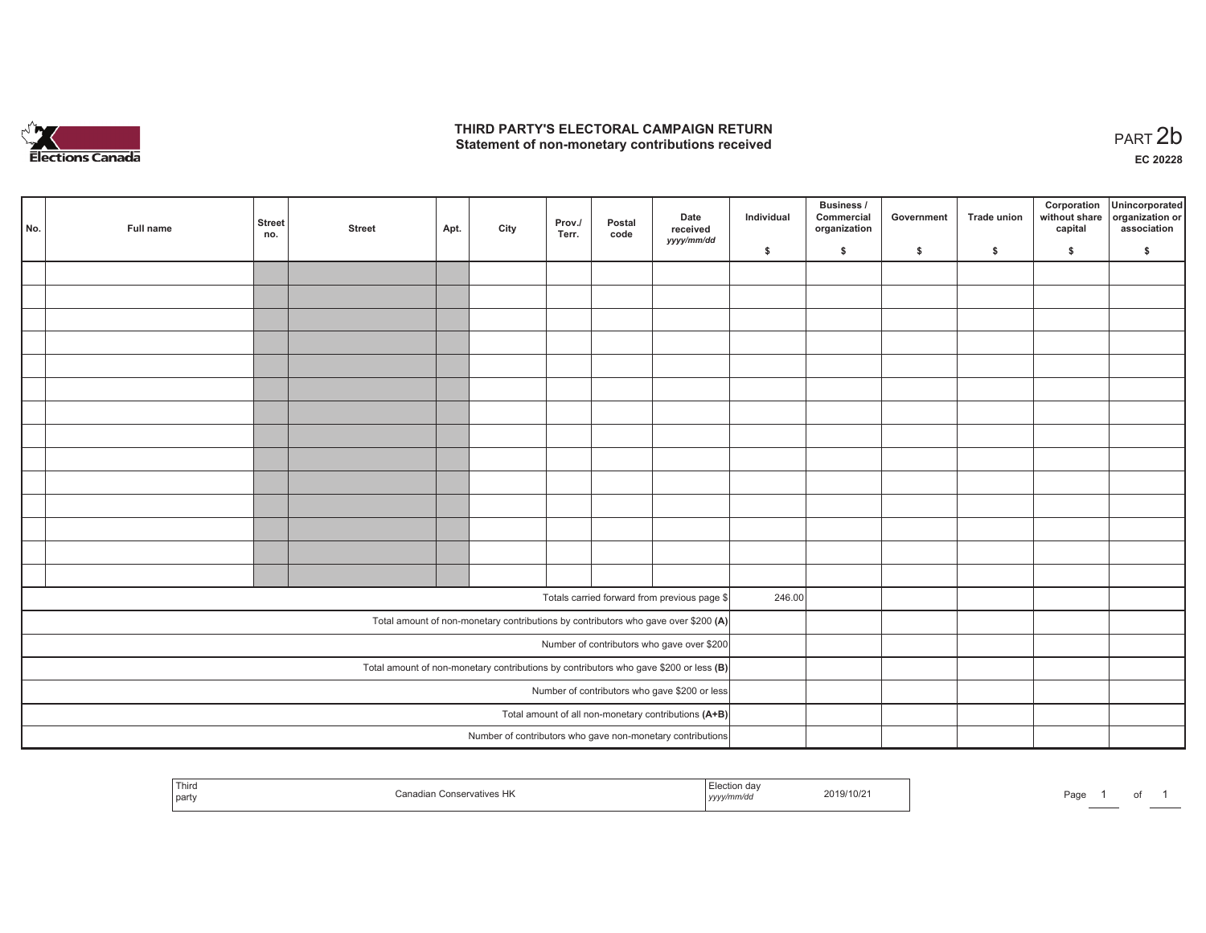# THIRD PARTY'S ELECTORAL CAMPAIGN RETURN
## Statement of non-monetary contributions received

PART 2b

EC 20228

| No. | Full name | Street no. | Street | Apt. | City | Prov./ Terr. | Postal code | Date received yyyy/mm/dd | Individual $ | Business / Commercial organization $ | Government $ | Trade union $ | Corporation without share capital $ | Unincorporated organization or association $ |
|---|---|---|---|---|---|---|---|---|---|---|---|---|---|---|
| | | | | | | | | | | | | | | |
| | | | | | | | | | | | | | | |
| | | | | | | | | | | | | | | |
| | | | | | | | | | | | | | | |
| | | | | | | | | | | | | | | |
| | | | | | | | | | | | | | | |
| | | | | | | | | | | | | | | |
| | | | | | | | | | | | | | | |
| | | | | | | | | | | | | | | |
| | | | | | | | | | | | | | | |
| | | | | | | | | | | | | | | |
| | | | | | | | | | | | | | | |
| | | | | | | | | | | | | | | |
| | | | | | | | | | | | | | | |
| Totals carried forward from previous page $ | | | | | | | | | 246.00 | | | | | |
| Total amount of non-monetary contributions by contributors who gave over $200 (A) | | | | | | | | | | | | | | |
| Number of contributors who gave over $200 | | | | | | | | | | | | | | |
| Total amount of non-monetary contributions by contributors who gave $200 or less (B) | | | | | | | | | | | | | | |
| Number of contributors who gave $200 or less | | | | | | | | | | | | | | |
| Total amount of all non-monetary contributions (A+B) | | | | | | | | | | | | | | |
| Number of contributors who gave non-monetary contributions | | | | | | | | | | | | | | |

| Third party | Canadian Conservatives HK | Election day yyyy/mm/dd | 2019/10/21 |
|---|---|---|---|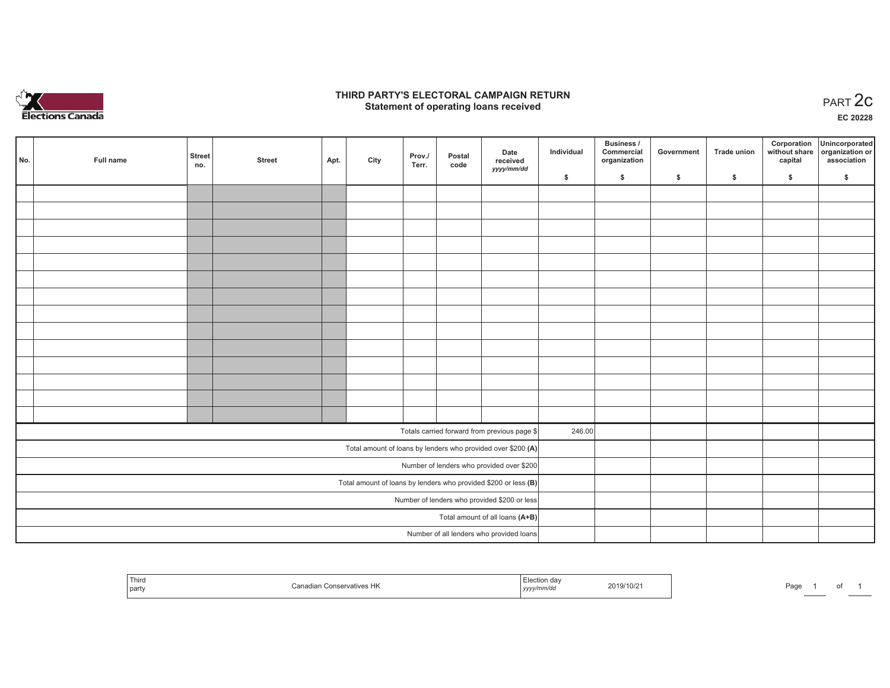# THIRD PARTY'S ELECTORAL CAMPAIGN RETURN
## Statement of operating loans received

PART 2c

EC 20228

| No. | Full name | Street no. | Street | Apt. | City | Prov./ Terr. | Postal code | Date received yyyy/mm/dd | Individual $ | Business / Commercial organization $ | Government $ | Trade union $ | Corporation without share capital $ | Unincorporated organization or association $ |
|---|---|---|---|---|---|---|---|---|---|---|---|---|---|---|
| | | | | | | | | | | | | | | |
| | | | | | | | | | | | | | | |
| | | | | | | | | | | | | | | |
| | | | | | | | | | | | | | | |
| | | | | | | | | | | | | | | |
| | | | | | | | | | | | | | | |
| | | | | | | | | | | | | | | |
| | | | | | | | | | | | | | | |
| | | | | | | | | | | | | | | |
| | | | | | | | | | | | | | | |
| | | | | | | | | | | | | | | |
| | | | | | | | | | | | | | | |
| | | | | | | | | | | | | | | |
| | | | | | | | | | | | | | | |
| Totals carried forward from previous page $ | | | | | | | | | 246.00 | | | | | |
| Total amount of loans by lenders who provided over $200 **(A)** | | | | | | | | | | | | | | |
| Number of lenders who provided over $200 | | | | | | | | | | | | | | |
| Total amount of loans by lenders who provided $200 or less **(B)** | | | | | | | | | | | | | | |
| Number of lenders who provided $200 or less | | | | | | | | | | | | | | |
| Total amount of all loans **(A+B)** | | | | | | | | | | | | | | |
| Number of all lenders who provided loans | | | | | | | | | | | | | | |

| Third party | Canadian Conservatives HK | Election day yyyy/mm/dd | 2019/10/21 |
|---|---|---|---|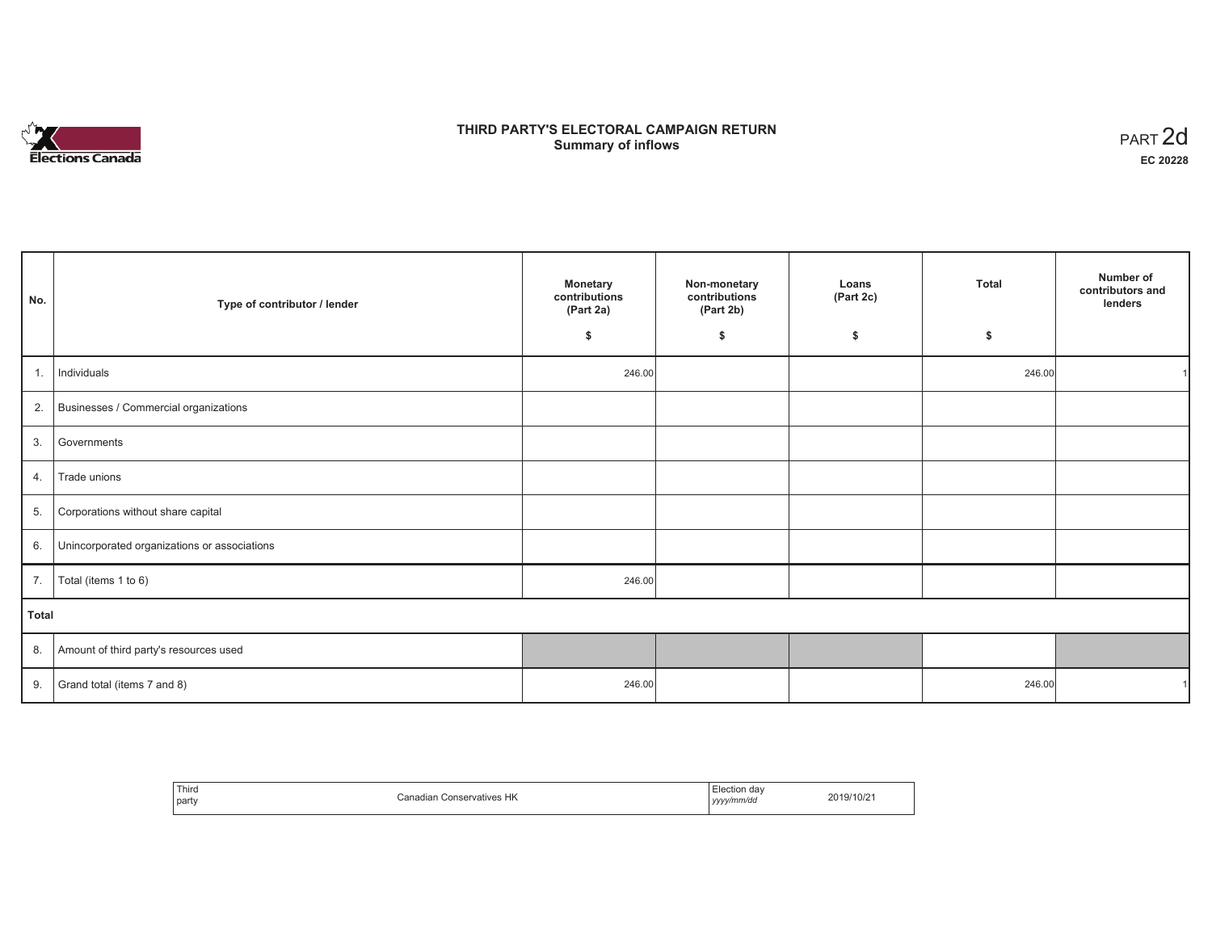# THIRD PARTY'S ELECTORAL CAMPAIGN RETURN
## Summary of inflows

PART 2d

**EC 20228**

| No. | Type of contributor / lender | Monetary contributions (Part 2a) $ | Non-monetary contributions (Part 2b) $ | Loans (Part 2c) $ | Total $ | Number of contributors and lenders |
|---|---|---|---|---|---|---|
| 1. | Individuals | 246.00 | | | 246.00 | 1 |
| 2. | Businesses / Commercial organizations | | | | | |
| 3. | Governments | | | | | |
| 4. | Trade unions | | | | | |
| 5. | Corporations without share capital | | | | | |
| 6. | Unincorporated organizations or associations | | | | | |
| 7. | Total (items 1 to 6) | 246.00 | | | | |
| **Total** | | | | | | |
| 8. | Amount of third party's resources used | | | | | |
| 9. | Grand total (items 7 and 8) | 246.00 | | | 246.00 | 1 |

| Third party | Canadian Conservatives HK | Election day *yyyy/mm/dd* | 2019/10/21 |
|---|---|---|---|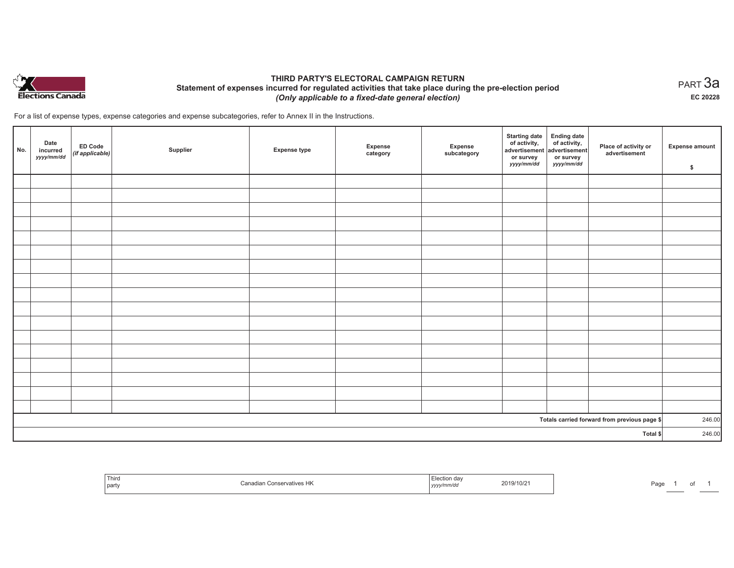# THIRD PARTY'S ELECTORAL CAMPAIGN RETURN

## Statement of expenses incurred for regulated activities that take place during the pre-election period

*(Only applicable to a fixed-date general election)*

PART 3a

EC 20228

For a list of expense types, expense categories and expense subcategories, refer to Annex II in the Instructions.

| No. | Date incurred *yyyy/mm/dd* | ED Code *(if applicable)* | Supplier | Expense type | Expense category | Expense subcategory | Starting date of activity, advertisement or survey *yyyy/mm/dd* | Ending date of activity, advertisement or survey *yyyy/mm/dd* | Place of activity or advertisement | Expense amount $ |
|---|---|---|---|---|---|---|---|---|---|---|
| | | | | | | | | | | |
| | | | | | | | | | | |
| | | | | | | | | | | |
| | | | | | | | | | | |
| | | | | | | | | | | |
| | | | | | | | | | | |
| | | | | | | | | | | |
| | | | | | | | | | | |
| | | | | | | | | | | |
| | | | | | | | | | | |
| | | | | | | | | | | |
| | | | | | | | | | | |
| | | | | | | | | | | |
| | | | | | | | | | | |
| | | | | | | | | | | |
| | | | | | | | | | | |
| | | | | | | | | | | |
| | | | | | | | | | Totals carried forward from previous page $ | 246.00 |
| | | | | | | | | | Total $ | 246.00 |

| Third party | Canadian Conservatives HK | Election day *yyyy/mm/dd* | 2019/10/21 |
|---|---|---|---|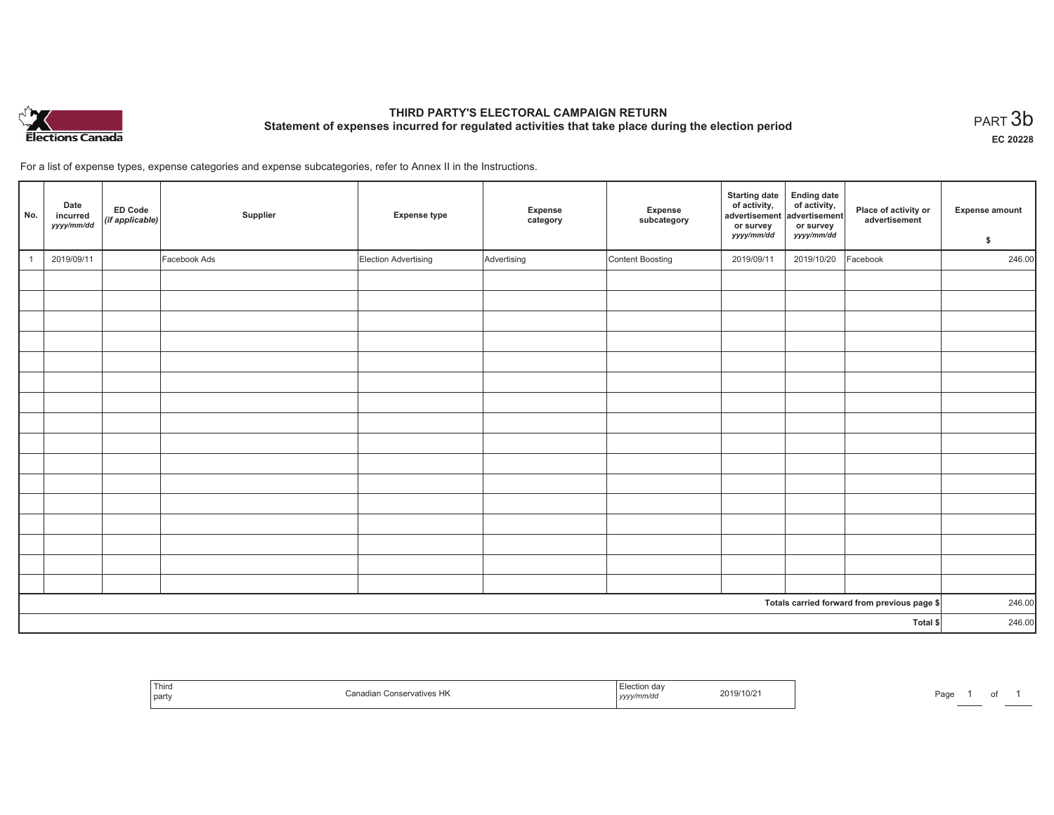# THIRD PARTY'S ELECTORAL CAMPAIGN RETURN

## Statement of expenses incurred for regulated activities that take place during the election period

PART 3b

EC 20228

For a list of expense types, expense categories and expense subcategories, refer to Annex II in the Instructions.

| No. | Date incurred *yyyy/mm/dd* | ED Code *(if applicable)* | Supplier | Expense type | Expense category | Expense subcategory | Starting date of activity, advertisement or survey *yyyy/mm/dd* | Ending date of activity, advertisement or survey *yyyy/mm/dd* | Place of activity or advertisement | Expense amount $ |
|---|---|---|---|---|---|---|---|---|---|---|
| 1 | 2019/09/11 | | Facebook Ads | Election Advertising | Advertising | Content Boosting | 2019/09/11 | 2019/10/20 | Facebook | 246.00 |
| | | | | | | | | | | |
| | | | | | | | | | | |
| | | | | | | | | | | |
| | | | | | | | | | | |
| | | | | | | | | | | |
| | | | | | | | | | | |
| | | | | | | | | | | |
| | | | | | | | | | | |
| | | | | | | | | | | |
| | | | | | | | | | | |
| | | | | | | | | | | |
| | | | | | | | | | | |
| | | | | | | | | | | |
| | | | | | | | | | | |
| | | | | | | | | | | |
| | | | | | | | | | | |
| **Totals carried forward from previous page $** | | | | | | | | | | 246.00 |
| **Total $** | | | | | | | | | | 246.00 |

| Third party | Canadian Conservatives HK | Election day *yyyy/mm/dd* | 2019/10/21 |
|---|---|---|---|

Page 1 of 1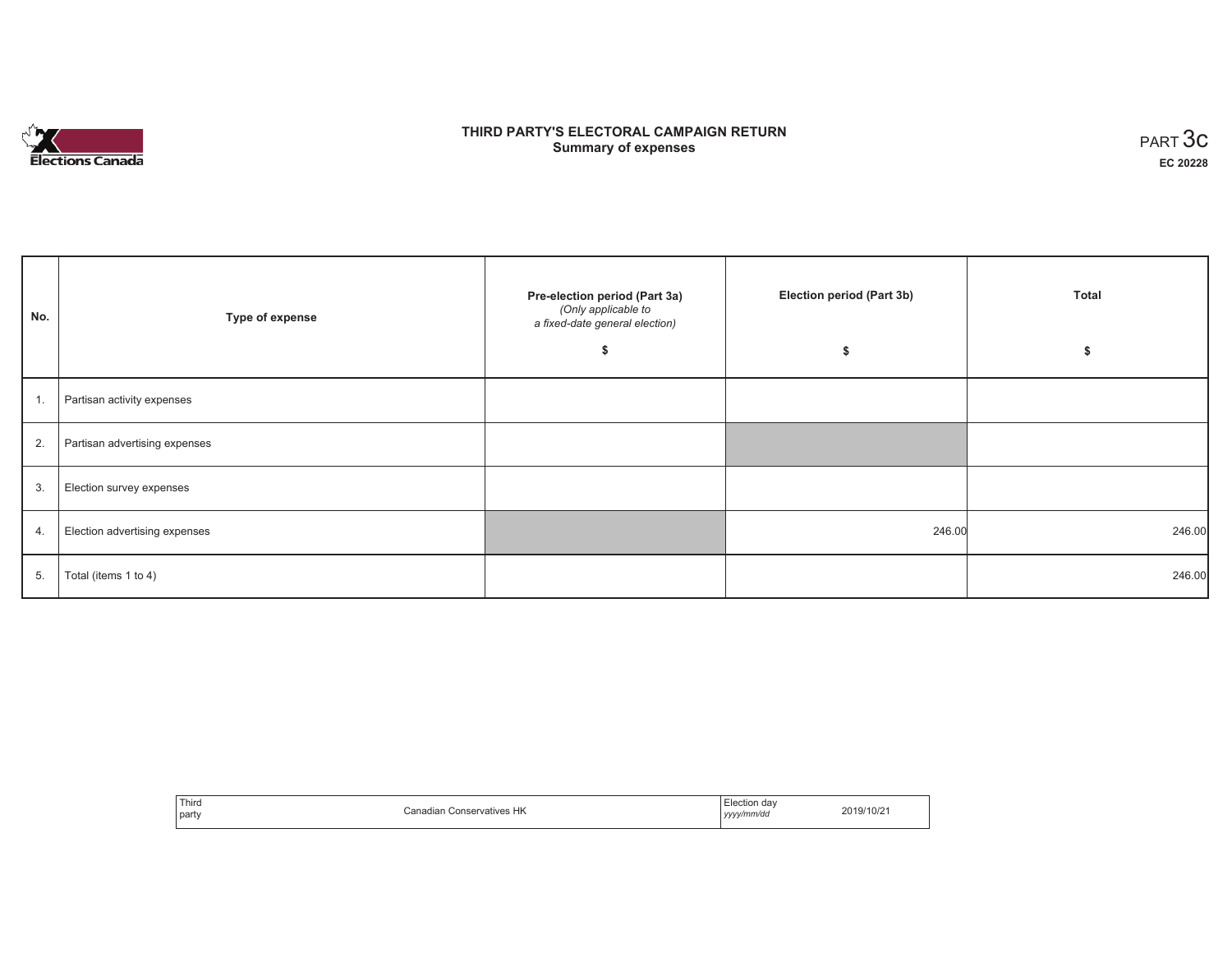# THIRD PARTY'S ELECTORAL CAMPAIGN RETURN
## Summary of expenses

PART 3c

EC 20228

| No. | Type of expense | Pre-election period (Part 3a) *(Only applicable to a fixed-date general election)* $ | Election period (Part 3b) $ | Total $ |
|---|---|---|---|---|
| 1. | Partisan activity expenses | | | |
| 2. | Partisan advertising expenses | | | |
| 3. | Election survey expenses | | | |
| 4. | Election advertising expenses | | 246.00 | 246.00 |
| 5. | Total (items 1 to 4) | | | 246.00 |

| Third party | Canadian Conservatives HK | Election day *yyyy/mm/dd* | 2019/10/21 |
|---|---|---|---|